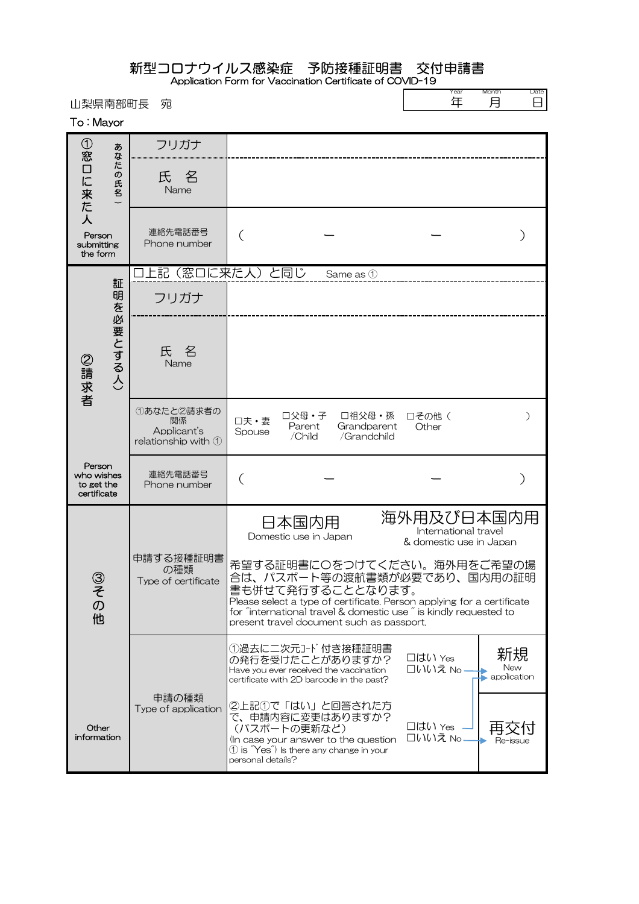# 新型コロナウイルス感染症　予防接種証明書　交付申請書

Application Form for Vaccination Certificate of COVID-19

| Year | Month | Date |
|---|---|---|
| 年 | 月 | 日 |

山梨県南部町長　宛

To : Mayor

| | | |
|---|---|---|
| ①窓口に来た人（あなたの氏名）Person submitting the form | フリガナ | |
| | 氏　名 Name | |
| | 連絡先電話番号 Phone number | （　　　ー　　　ー　　　） |
| ②請求者（証明を必要とする人）Person who wishes to get the certificate | □上記（窓口に来た人）と同じ　Same as ① | |
| | フリガナ | |
| | 氏　名 Name | |
| | ①あなたと②請求者の関係 Applicant's relationship with ① | □夫・妻 Spouse　□父母・子 Parent /Child　□祖父母・孫 Grandparent /Grandchild　□その他（　　　）Other |
| | 連絡先電話番号 Phone number | （　　　ー　　　ー　　　） |
| ③その他 Other information | 申請する接種証明書の種類 Type of certificate | 日本国内用 Domestic use in Japan　／　海外用及び日本国内用 International travel & domestic use in Japan<br>希望する証明書に〇をつけてください。海外用をご希望の場合は、パスポート等の渡航書類が必要であり、国内用の証明書も併せて発行することとなります。<br>Please select a type of certificate. Person applying for a certificate for "international travel & domestic use" is kindly requested to present travel document such as passport. |
| | 申請の種類 Type of application | ①過去に二次元ｺｰﾄﾞ付き接種証明書の発行を受けたことがありますか？ Have you ever received the vaccination certificate with 2D barcode in the past?　□はい Yes　□いいえ No → 新規 New application<br>②上記①で「はい」と回答された方で、申請内容に変更はありますか？（パスポートの更新など）(In case your answer to the question ① is "Yes") Is there any change in your personal details?　□はい Yes → 新規 New application　□いいえ No → 再交付 Re-issue |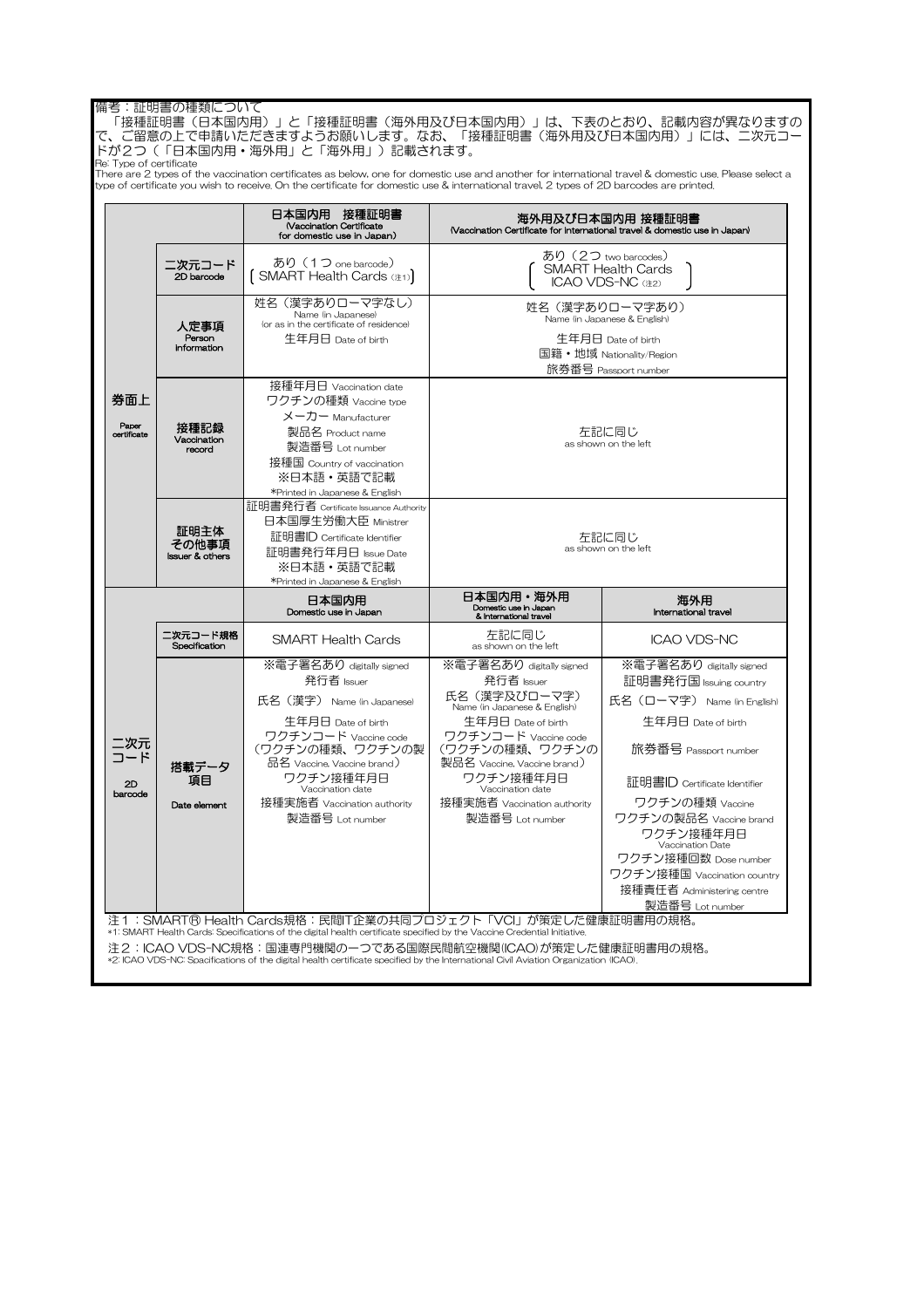備考：証明書の種類について

「接種証明書（日本国内用）」と「接種証明書（海外用及び日本国内用）」は、下表のとおり、記載内容が異なりますので、ご留意の上で申請いただきますようお願いします。なお、「接種証明書（海外用及び日本国内用）」には、二次元コードが2つ（「日本国内用・海外用」と「海外用」）記載されます。

Re: Type of certificate

There are 2 types of the vaccination certificates as below, one for domestic use and another for international travel & domestic use. Please select a type of certificate you wish to receive. On the certificate for domestic use & international travel, 2 types of 2D barcodes are printed.

| | | 日本国内用 接種証明書 (Vaccination Certificate for domestic use in Japan) | 海外用及び日本国内用 接種証明書 (Vaccination Certificate for international travel & domestic use in Japan) | |
|---|---|---|---|---|
| 券面上 Paper certificate | 二次元コード 2D barcode | あり（1つ one barcode） [ SMART Health Cards (注1) ] | あり（2つ two barcodes） ( SMART Health Cards ICAO VDS-NC (注2) ) | |
| | 人定事項 Person information | 姓名（漢字ありローマ字なし） Name (in Japanese) (or as in the certificate of residence)<br>生年月日 Date of birth | 姓名（漢字ありローマ字あり） Name (in Japanese & English)<br>生年月日 Date of birth<br>国籍・地域 Nationality/Region<br>旅券番号 Passport number | |
| | 接種記録 Vaccination record | 接種年月日 Vaccination date<br>ワクチンの種類 Vaccine type<br>メーカー Manufacturer<br>製品名 Product name<br>製造番号 Lot number<br>接種国 Country of vaccination<br>※日本語・英語で記載 *Printed in Japanese & English | 左記に同じ as shown on the left | |
| | 証明主体 その他事項 Issuer & others | 証明書発行者 Certificate Issuance Authority<br>日本国厚生労働大臣 Ministrer<br>証明書ID Certificate Identifier<br>証明書発行年月日 Issue Date<br>※日本語・英語で記載 *Printed in Japanese & English | 左記に同じ as shown on the left | |
| 二次元コード 2D barcode | | 日本国内用 Domestic use in Japan | 日本国内用・海外用 Domestic use in Japan & International travel | 海外用 International travel |
| | 二次元コード規格 Specification | SMART Health Cards | 左記に同じ as shown on the left | ICAO VDS-NC |
| | 搭載データ項目 Date element | ※電子署名あり digitally signed<br>発行者 Issuer<br>氏名（漢字） Name (in Japanese)<br>生年月日 Date of birth<br>ワクチンコード Vaccine code （ワクチンの種類、ワクチンの製品名 Vaccine, Vaccine brand）<br>ワクチン接種年月日 Vaccination date<br>接種実施者 Vaccination authority<br>製造番号 Lot number | ※電子署名あり digitally signed<br>発行者 Issuer<br>氏名（漢字及びローマ字） Name (in Japanese & English)<br>生年月日 Date of birth<br>ワクチンコード Vaccine code （ワクチンの種類、ワクチンの製品名 Vaccine, Vaccine brand）<br>ワクチン接種年月日 Vaccination date<br>接種実施者 Vaccination authority<br>製造番号 Lot number | ※電子署名あり digitally signed<br>証明書発行国 Issuing country<br>氏名（ローマ字） Name (in English)<br>生年月日 Date of birth<br>旅券番号 Passport number<br>証明書ID Certificate Identifier<br>ワクチンの種類 Vaccine<br>ワクチンの製品名 Vaccine brand<br>ワクチン接種年月日 Vaccination Date<br>ワクチン接種回数 Dose number<br>ワクチン接種国 Vaccination country<br>接種責任者 Administering centre<br>製造番号 Lot number |

注1：SMART® Health Cards規格：民間IT企業の共同プロジェクト「VCI」が策定した健康証明書用の規格。
*1: SMART Health Cards: Specifications of the digital health certificate specified by the Vaccine Credential Initiative.

注2：ICAO VDS-NC規格：国連専門機関の一つである国際民間航空機関(ICAO)が策定した健康証明書用の規格。
*2: ICAO VDS-NC: Spacifications of the digital health certificate specified by the International Civil Aviation Organization (ICAO).